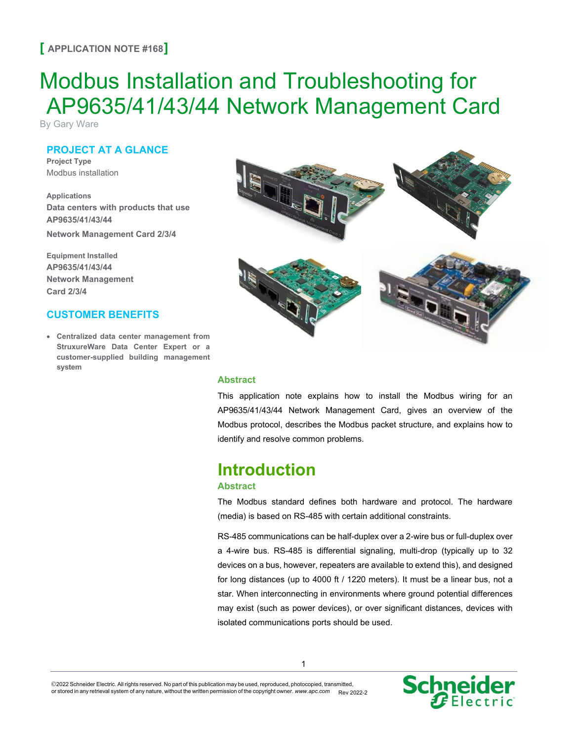**[ APPLICATION NOTE #168 ]**

# Modbus Installation and Troubleshooting for AP9635/41/43/44 Network Management Card

By Gary Ware

## PROJECT AT A GLANCE

**Project Type**
Modbus installation

**Applications**
**Data centers with products that use AP9635/41/43/44**
**Network Management Card 2/3/4**

**Equipment Installed**
**AP9635/41/43/44**
**Network Management Card 2/3/4**

## CUSTOMER BENEFITS

- **Centralized data center management from StruxureWare Data Center Expert or a customer-supplied building management system**

### Abstract

This application note explains how to install the Modbus wiring for an AP9635/41/43/44 Network Management Card, gives an overview of the Modbus protocol, describes the Modbus packet structure, and explains how to identify and resolve common problems.

## Introduction

### Abstract

The Modbus standard defines both hardware and protocol. The hardware (media) is based on RS-485 with certain additional constraints.

RS-485 communications can be half-duplex over a 2-wire bus or full-duplex over a 4-wire bus. RS-485 is differential signaling, multi-drop (typically up to 32 devices on a bus, however, repeaters are available to extend this), and designed for long distances (up to 4000 ft / 1220 meters). It must be a linear bus, not a star. When interconnecting in environments where ground potential differences may exist (such as power devices), or over significant distances, devices with isolated communications ports should be used.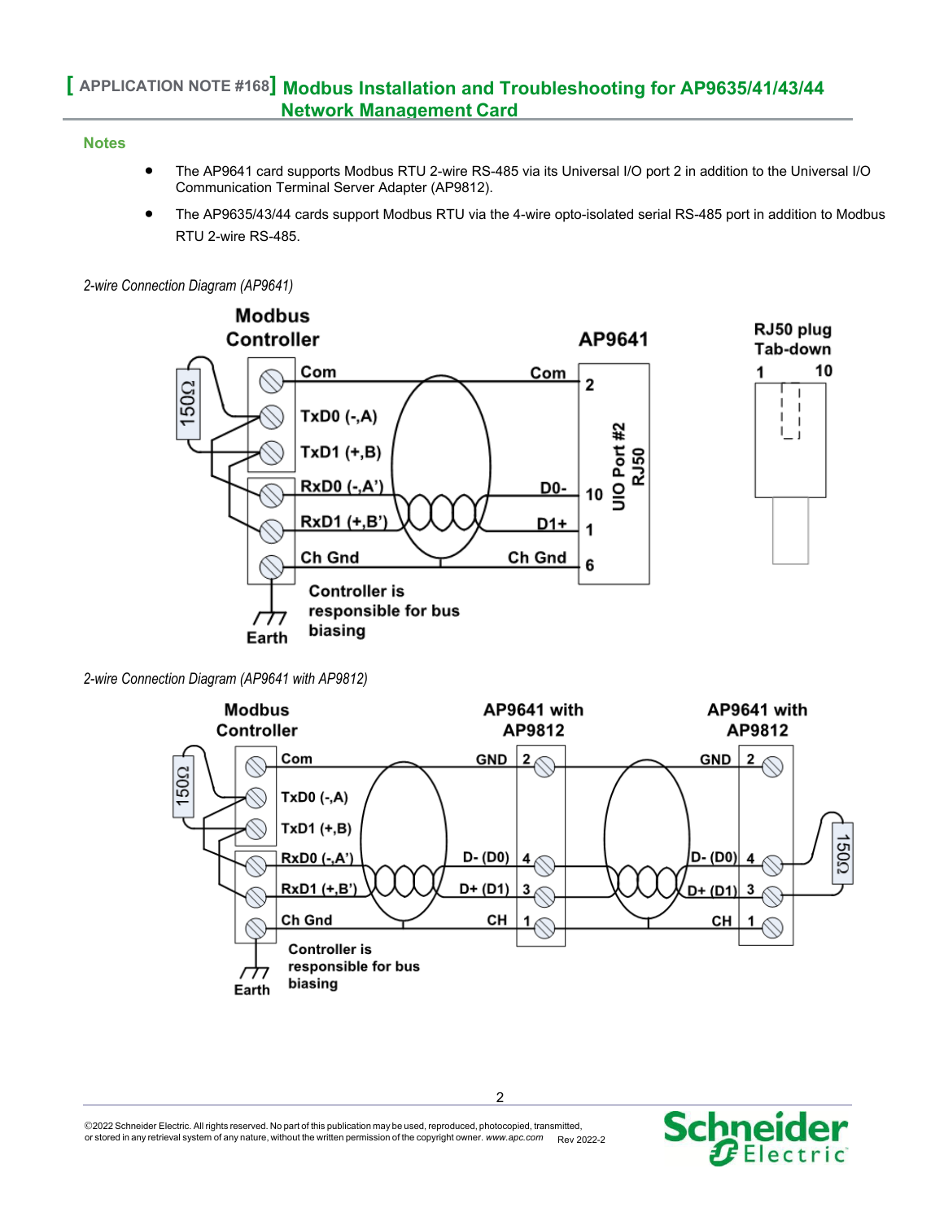## Notes

- The AP9641 card supports Modbus RTU 2-wire RS-485 via its Universal I/O port 2 in addition to the Universal I/O Communication Terminal Server Adapter (AP9812).
- The AP9635/43/44 cards support Modbus RTU via the 4-wire opto-isolated serial RS-485 port in addition to Modbus RTU 2-wire RS-485.

*2-wire Connection Diagram (AP9641)*

Modbus Controller

AP9641

RJ50 plug Tab-down

| Modbus Controller | AP9641 | UIO Port #2 RJ50 pin |
| --- | --- | --- |
| Com | Com | 2 |
| TxD0 (-,A) | | |
| TxD1 (+,B) | | |
| RxD0 (-,A') | D0- | 10 |
| RxD1 (+,B') | D1+ | 1 |
| Ch Gnd | Ch Gnd | 6 |

150Ω

Earth

Controller is responsible for bus biasing

*2-wire Connection Diagram (AP9641 with AP9812)*

| Modbus Controller | AP9641 with AP9812 | | AP9641 with AP9812 | |
| --- | --- | --- | --- | --- |
| Com | GND | 2 | GND | 2 |
| TxD0 (-,A) | | | | |
| TxD1 (+,B) | | | | |
| RxD0 (-,A') | D- (D0) | 4 | D- (D0) | 4 |
| RxD1 (+,B') | D+ (D1) | 3 | D+ (D1) | 3 |
| Ch Gnd | CH | 1 | CH | 1 |

150Ω

Earth

Controller is responsible for bus biasing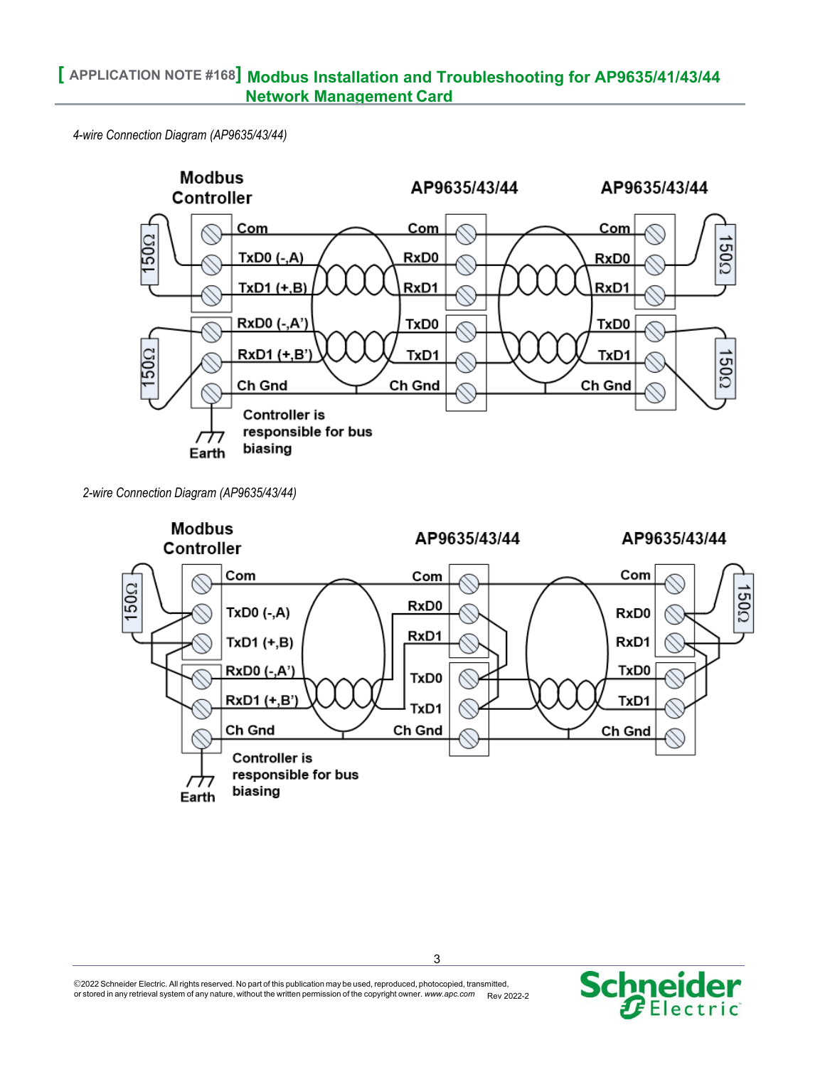*4-wire Connection Diagram (AP9635/43/44)*

Modbus Controller | AP9635/43/44 | AP9635/43/44

150Ω

Com | Com | Com

TxD0 (-,A) | RxD0 | RxD0

TxD1 (+,B) | RxD1 | RxD1

150Ω

RxD0 (-,A') | TxD0 | TxD0

RxD1 (+,B') | TxD1 | TxD1

Ch Gnd | Ch Gnd | Ch Gnd

150Ω

150Ω

Earth

Controller is responsible for bus biasing

*2-wire Connection Diagram (AP9635/43/44)*

Modbus Controller | AP9635/43/44 | AP9635/43/44

150Ω

Com | Com | Com

TxD0 (-,A) | RxD0 | RxD0

TxD1 (+,B) | RxD1 | RxD1

RxD0 (-,A') | TxD0 | TxD0

RxD1 (+,B') | TxD1 | TxD1

Ch Gnd | Ch Gnd | Ch Gnd

150Ω

Earth

Controller is responsible for bus biasing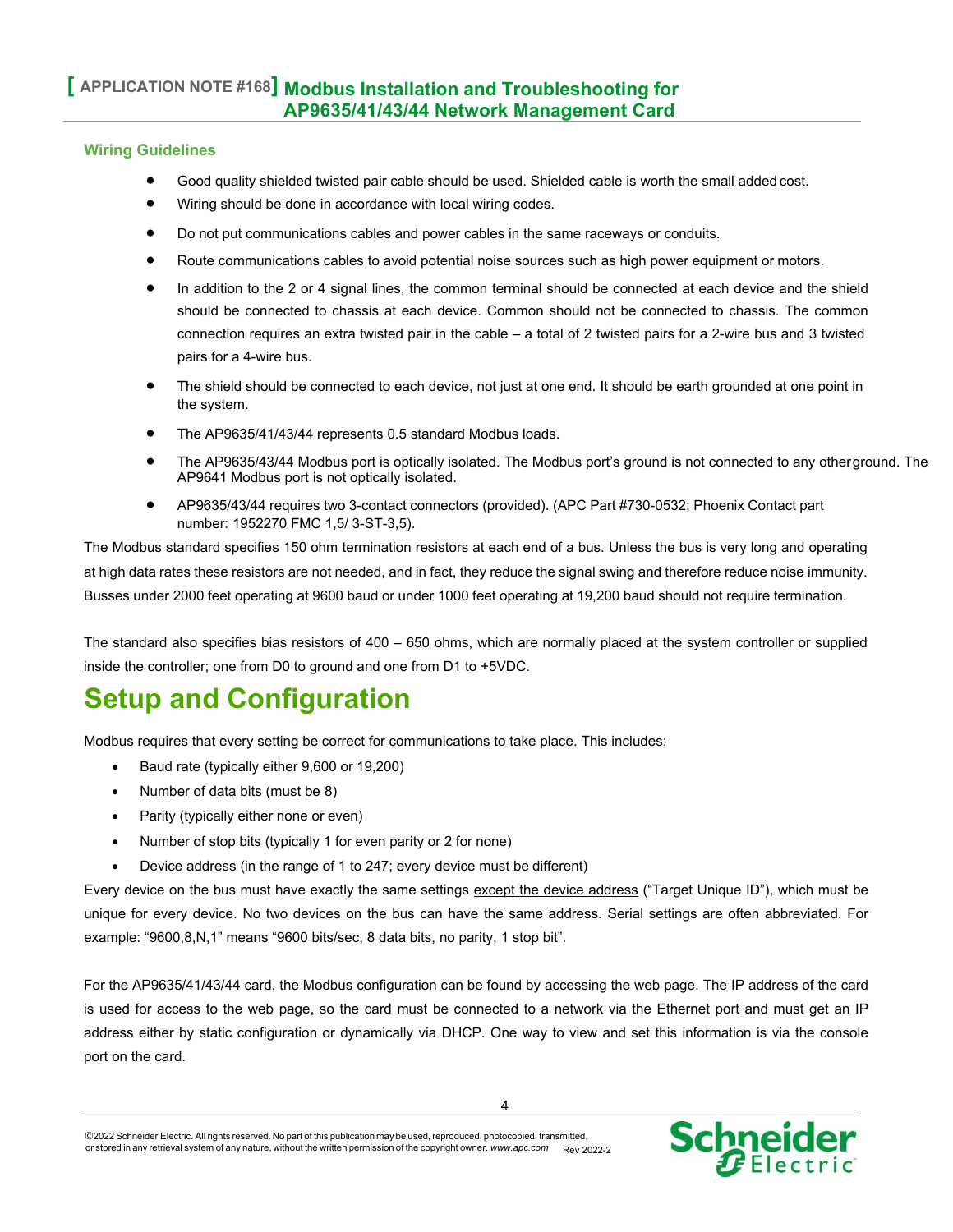### Wiring Guidelines

- Good quality shielded twisted pair cable should be used. Shielded cable is worth the small added cost.
- Wiring should be done in accordance with local wiring codes.
- Do not put communications cables and power cables in the same raceways or conduits.
- Route communications cables to avoid potential noise sources such as high power equipment or motors.
- In addition to the 2 or 4 signal lines, the common terminal should be connected at each device and the shield should be connected to chassis at each device. Common should not be connected to chassis. The common connection requires an extra twisted pair in the cable – a total of 2 twisted pairs for a 2-wire bus and 3 twisted pairs for a 4-wire bus.
- The shield should be connected to each device, not just at one end. It should be earth grounded at one point in the system.
- The AP9635/41/43/44 represents 0.5 standard Modbus loads.
- The AP9635/43/44 Modbus port is optically isolated. The Modbus port's ground is not connected to any other ground. The AP9641 Modbus port is not optically isolated.
- AP9635/43/44 requires two 3-contact connectors (provided). (APC Part #730-0532; Phoenix Contact part number: 1952270 FMC 1,5/ 3-ST-3,5).

The Modbus standard specifies 150 ohm termination resistors at each end of a bus. Unless the bus is very long and operating at high data rates these resistors are not needed, and in fact, they reduce the signal swing and therefore reduce noise immunity. Busses under 2000 feet operating at 9600 baud or under 1000 feet operating at 19,200 baud should not require termination.

The standard also specifies bias resistors of 400 – 650 ohms, which are normally placed at the system controller or supplied inside the controller; one from D0 to ground and one from D1 to +5VDC.

# Setup and Configuration

Modbus requires that every setting be correct for communications to take place. This includes:

- Baud rate (typically either 9,600 or 19,200)
- Number of data bits (must be 8)
- Parity (typically either none or even)
- Number of stop bits (typically 1 for even parity or 2 for none)
- Device address (in the range of 1 to 247; every device must be different)

Every device on the bus must have exactly the same settings except the device address ("Target Unique ID"), which must be unique for every device. No two devices on the bus can have the same address. Serial settings are often abbreviated. For example: "9600,8,N,1" means "9600 bits/sec, 8 data bits, no parity, 1 stop bit".

For the AP9635/41/43/44 card, the Modbus configuration can be found by accessing the web page. The IP address of the card is used for access to the web page, so the card must be connected to a network via the Ethernet port and must get an IP address either by static configuration or dynamically via DHCP. One way to view and set this information is via the console port on the card.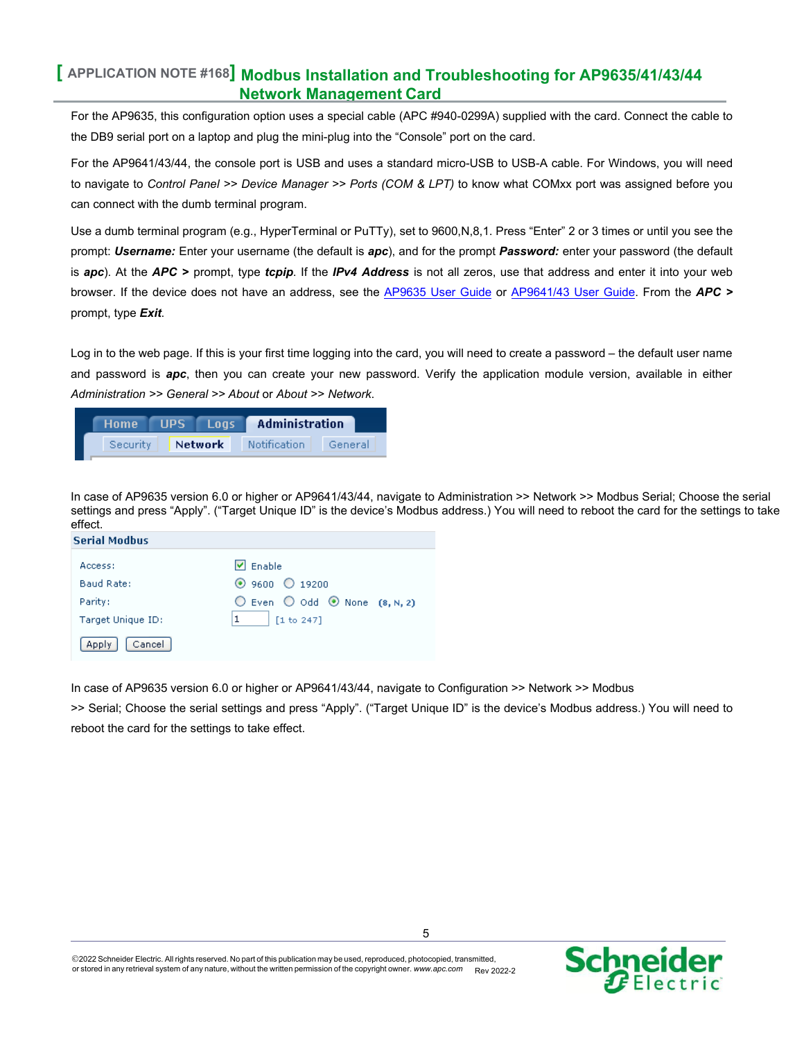For the AP9635, this configuration option uses a special cable (APC #940-0299A) supplied with the card. Connect the cable to the DB9 serial port on a laptop and plug the mini-plug into the “Console” port on the card.

For the AP9641/43/44, the console port is USB and uses a standard micro-USB to USB-A cable. For Windows, you will need to navigate to *Control Panel >> Device Manager >> Ports (COM & LPT)* to know what COMxx port was assigned before you can connect with the dumb terminal program.

Use a dumb terminal program (e.g., HyperTerminal or PuTTy), set to 9600,N,8,1. Press “Enter” 2 or 3 times or until you see the prompt: ***Username:*** Enter your username (the default is ***apc***), and for the prompt ***Password:*** enter your password (the default is ***apc***). At the ***APC >*** prompt, type ***tcpip***. If the ***IPv4 Address*** is not all zeros, use that address and enter it into your web browser. If the device does not have an address, see the AP9635 User Guide or AP9641/43 User Guide. From the ***APC >*** prompt, type ***Exit***.

Log in to the web page. If this is your first time logging into the card, you will need to create a password – the default user name and password is ***apc***, then you can create your new password. Verify the application module version, available in either *Administration >> General >> About* or *About >> Network*.

In case of AP9635 version 6.0 or higher or AP9641/43/44, navigate to Administration >> Network >> Modbus Serial; Choose the serial settings and press “Apply”. (“Target Unique ID” is the device’s Modbus address.) You will need to reboot the card for the settings to take effect.

In case of AP9635 version 6.0 or higher or AP9641/43/44, navigate to Configuration >> Network >> Modbus >> Serial; Choose the serial settings and press “Apply”. (“Target Unique ID” is the device’s Modbus address.) You will need to reboot the card for the settings to take effect.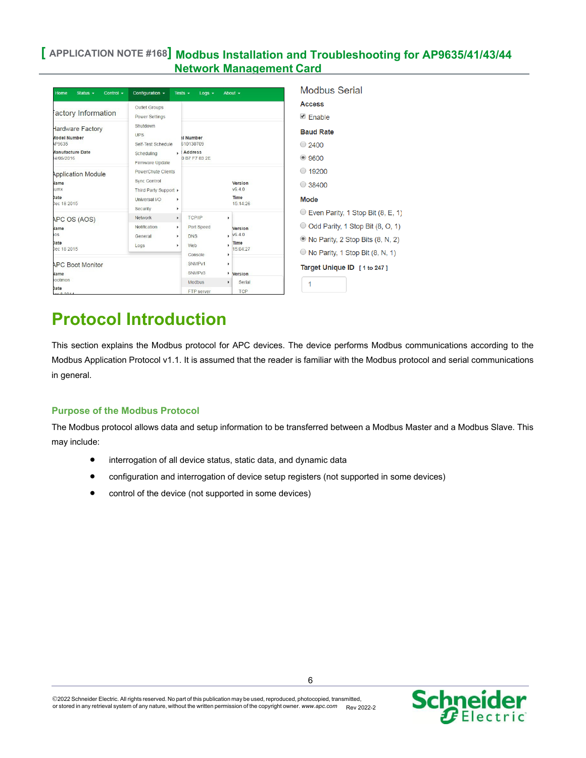Modbus Serial

**Access**

☑ Enable

**Baud Rate**

- ○ 2400
- ◉ 9600
- ○ 19200
- ○ 38400

**Mode**

- ○ Even Parity, 1 Stop Bit (8, E, 1)
- ○ Odd Parity, 1 Stop Bit (8, O, 1)
- ◉ No Parity, 2 Stop Bits (8, N, 2)
- ○ No Parity, 1 Stop Bit (8, N, 1)

**Target Unique ID** [ 1 to 247 ]

1

# Protocol Introduction

This section explains the Modbus protocol for APC devices. The device performs Modbus communications according to the Modbus Application Protocol v1.1. It is assumed that the reader is familiar with the Modbus protocol and serial communications in general.

## Purpose of the Modbus Protocol

The Modbus protocol allows data and setup information to be transferred between a Modbus Master and a Modbus Slave. This may include:

- interrogation of all device status, static data, and dynamic data
- configuration and interrogation of device setup registers (not supported in some devices)
- control of the device (not supported in some devices)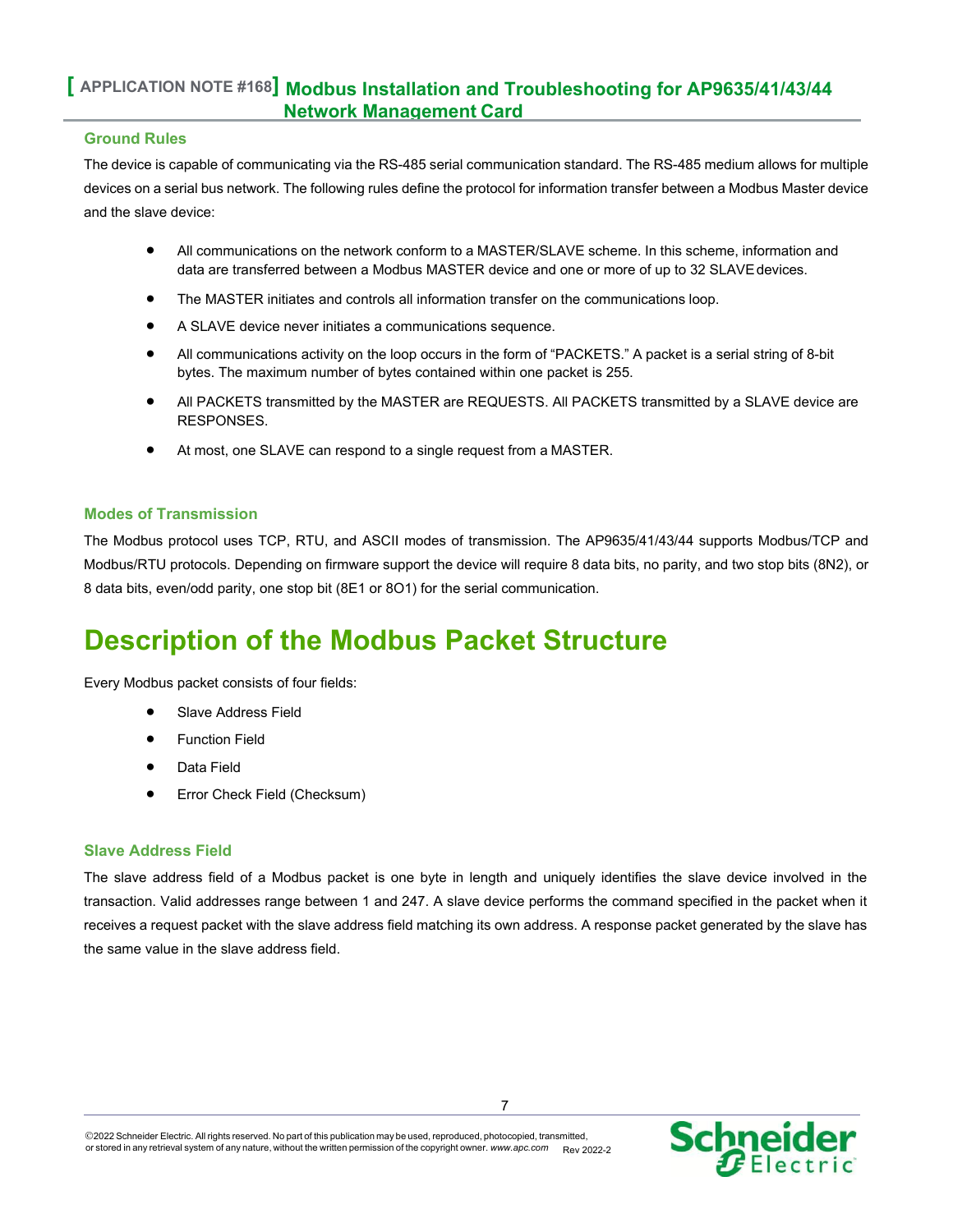### Ground Rules

The device is capable of communicating via the RS-485 serial communication standard. The RS-485 medium allows for multiple devices on a serial bus network. The following rules define the protocol for information transfer between a Modbus Master device and the slave device:

- All communications on the network conform to a MASTER/SLAVE scheme. In this scheme, information and data are transferred between a Modbus MASTER device and one or more of up to 32 SLAVE devices.
- The MASTER initiates and controls all information transfer on the communications loop.
- A SLAVE device never initiates a communications sequence.
- All communications activity on the loop occurs in the form of “PACKETS.” A packet is a serial string of 8-bit bytes. The maximum number of bytes contained within one packet is 255.
- All PACKETS transmitted by the MASTER are REQUESTS. All PACKETS transmitted by a SLAVE device are RESPONSES.
- At most, one SLAVE can respond to a single request from a MASTER.

### Modes of Transmission

The Modbus protocol uses TCP, RTU, and ASCII modes of transmission. The AP9635/41/43/44 supports Modbus/TCP and Modbus/RTU protocols. Depending on firmware support the device will require 8 data bits, no parity, and two stop bits (8N2), or 8 data bits, even/odd parity, one stop bit (8E1 or 8O1) for the serial communication.

# Description of the Modbus Packet Structure

Every Modbus packet consists of four fields:

- Slave Address Field
- Function Field
- Data Field
- Error Check Field (Checksum)

### Slave Address Field

The slave address field of a Modbus packet is one byte in length and uniquely identifies the slave device involved in the transaction. Valid addresses range between 1 and 247. A slave device performs the command specified in the packet when it receives a request packet with the slave address field matching its own address. A response packet generated by the slave has the same value in the slave address field.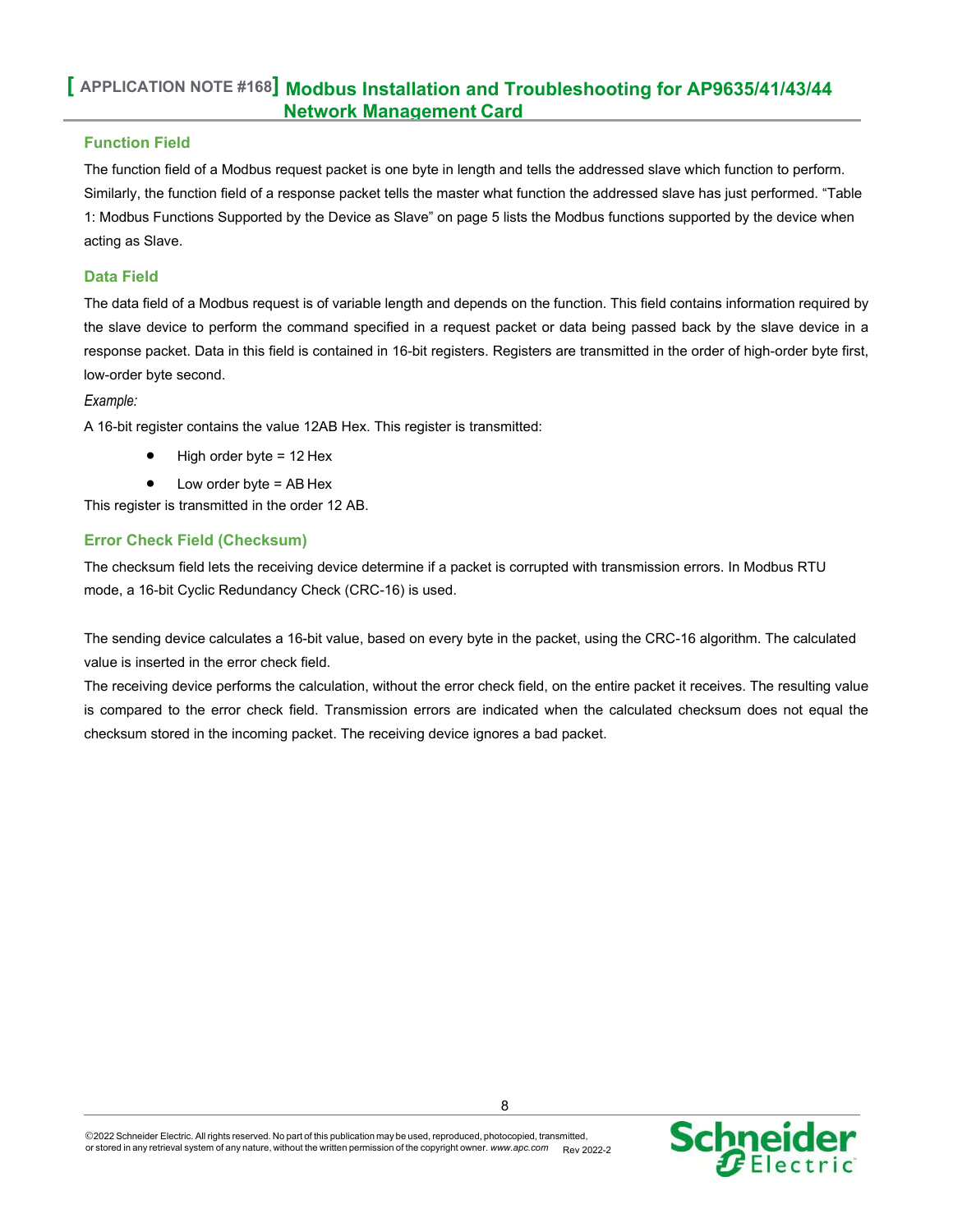### Function Field

The function field of a Modbus request packet is one byte in length and tells the addressed slave which function to perform. Similarly, the function field of a response packet tells the master what function the addressed slave has just performed. “Table 1: Modbus Functions Supported by the Device as Slave” on page 5 lists the Modbus functions supported by the device when acting as Slave.

### Data Field

The data field of a Modbus request is of variable length and depends on the function. This field contains information required by the slave device to perform the command specified in a request packet or data being passed back by the slave device in a response packet. Data in this field is contained in 16-bit registers. Registers are transmitted in the order of high-order byte first, low-order byte second.

*Example:*

A 16-bit register contains the value 12AB Hex. This register is transmitted:

- High order byte = 12 Hex
- Low order byte = AB Hex

This register is transmitted in the order 12 AB.

### Error Check Field (Checksum)

The checksum field lets the receiving device determine if a packet is corrupted with transmission errors. In Modbus RTU mode, a 16-bit Cyclic Redundancy Check (CRC-16) is used.

The sending device calculates a 16-bit value, based on every byte in the packet, using the CRC-16 algorithm. The calculated value is inserted in the error check field.

The receiving device performs the calculation, without the error check field, on the entire packet it receives. The resulting value is compared to the error check field. Transmission errors are indicated when the calculated checksum does not equal the checksum stored in the incoming packet. The receiving device ignores a bad packet.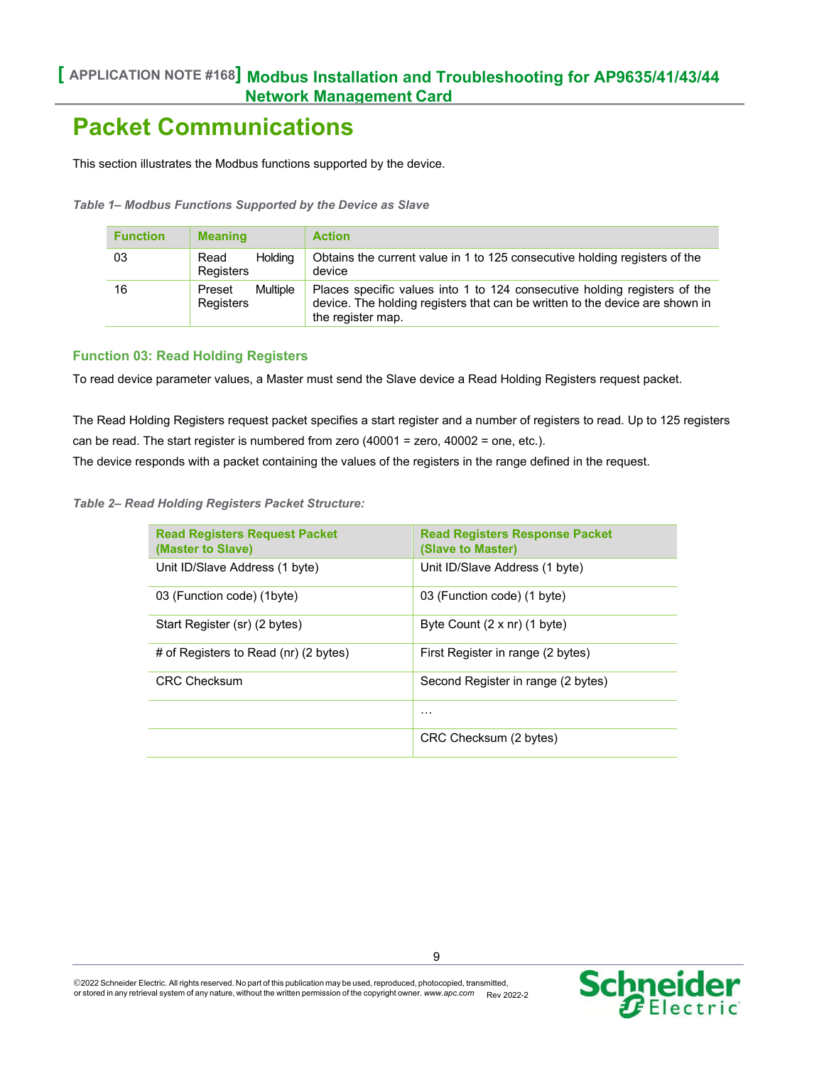# Packet Communications

This section illustrates the Modbus functions supported by the device.

*Table 1– Modbus Functions Supported by the Device as Slave*

| Function | Meaning | Action |
|---|---|---|
| 03 | Read Holding Registers | Obtains the current value in 1 to 125 consecutive holding registers of the device |
| 16 | Preset Multiple Registers | Places specific values into 1 to 124 consecutive holding registers of the device. The holding registers that can be written to the device are shown in the register map. |

### Function 03: Read Holding Registers

To read device parameter values, a Master must send the Slave device a Read Holding Registers request packet.

The Read Holding Registers request packet specifies a start register and a number of registers to read. Up to 125 registers can be read. The start register is numbered from zero (40001 = zero, 40002 = one, etc.).
The device responds with a packet containing the values of the registers in the range defined in the request.

*Table 2– Read Holding Registers Packet Structure:*

| Read Registers Request Packet (Master to Slave) | Read Registers Response Packet (Slave to Master) |
|---|---|
| Unit ID/Slave Address (1 byte) | Unit ID/Slave Address (1 byte) |
| 03 (Function code) (1byte) | 03 (Function code) (1 byte) |
| Start Register (sr) (2 bytes) | Byte Count (2 x nr) (1 byte) |
| # of Registers to Read (nr) (2 bytes) | First Register in range (2 bytes) |
| CRC Checksum | Second Register in range (2 bytes) |
| | … |
| | CRC Checksum (2 bytes) |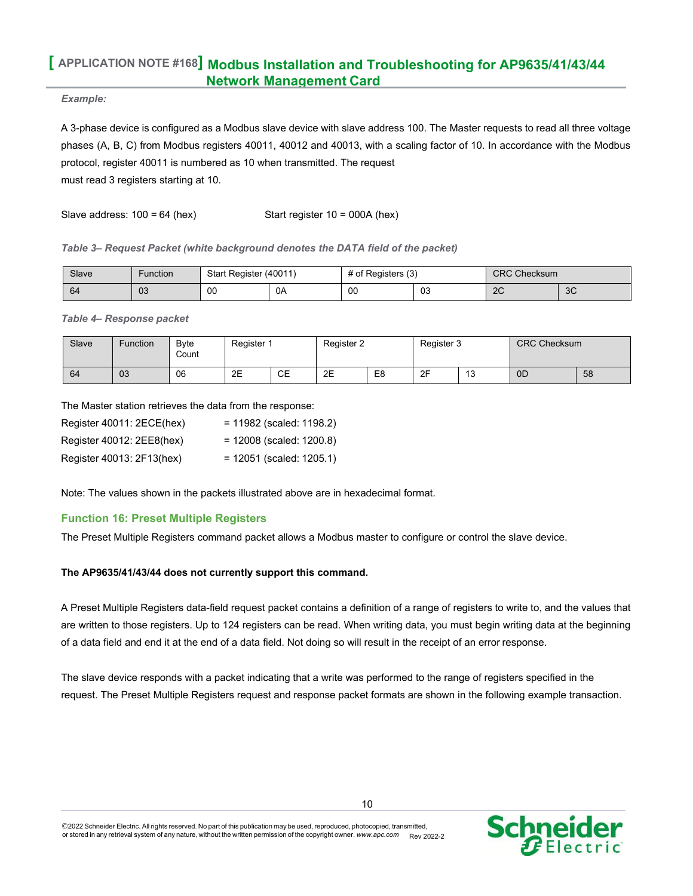*Example:*

A 3-phase device is configured as a Modbus slave device with slave address 100. The Master requests to read all three voltage phases (A, B, C) from Modbus registers 40011, 40012 and 40013, with a scaling factor of 10. In accordance with the Modbus protocol, register 40011 is numbered as 10 when transmitted. The request must read 3 registers starting at 10.

Slave address: 100 = 64 (hex)    Start register 10 = 000A (hex)

*Table 3– Request Packet (white background denotes the DATA field of the packet)*

| Slave | Function | Start Register (40011) | | # of Registers (3) | | CRC Checksum | |
|---|---|---|---|---|---|---|---|
| 64 | 03 | 00 | 0A | 00 | 03 | 2C | 3C |

*Table 4– Response packet*

| Slave | Function | Byte Count | Register 1 | | Register 2 | | Register 3 | | CRC Checksum | |
|---|---|---|---|---|---|---|---|---|---|---|
| 64 | 03 | 06 | 2E | CE | 2E | E8 | 2F | 13 | 0D | 58 |

The Master station retrieves the data from the response:

Register 40011: 2ECE(hex) = 11982 (scaled: 1198.2)

Register 40012: 2EE8(hex) = 12008 (scaled: 1200.8)

Register 40013: 2F13(hex) = 12051 (scaled: 1205.1)

Note: The values shown in the packets illustrated above are in hexadecimal format.

### Function 16: Preset Multiple Registers

The Preset Multiple Registers command packet allows a Modbus master to configure or control the slave device.

**The AP9635/41/43/44 does not currently support this command.**

A Preset Multiple Registers data-field request packet contains a definition of a range of registers to write to, and the values that are written to those registers. Up to 124 registers can be read. When writing data, you must begin writing data at the beginning of a data field and end it at the end of a data field. Not doing so will result in the receipt of an error response.

The slave device responds with a packet indicating that a write was performed to the range of registers specified in the request. The Preset Multiple Registers request and response packet formats are shown in the following example transaction.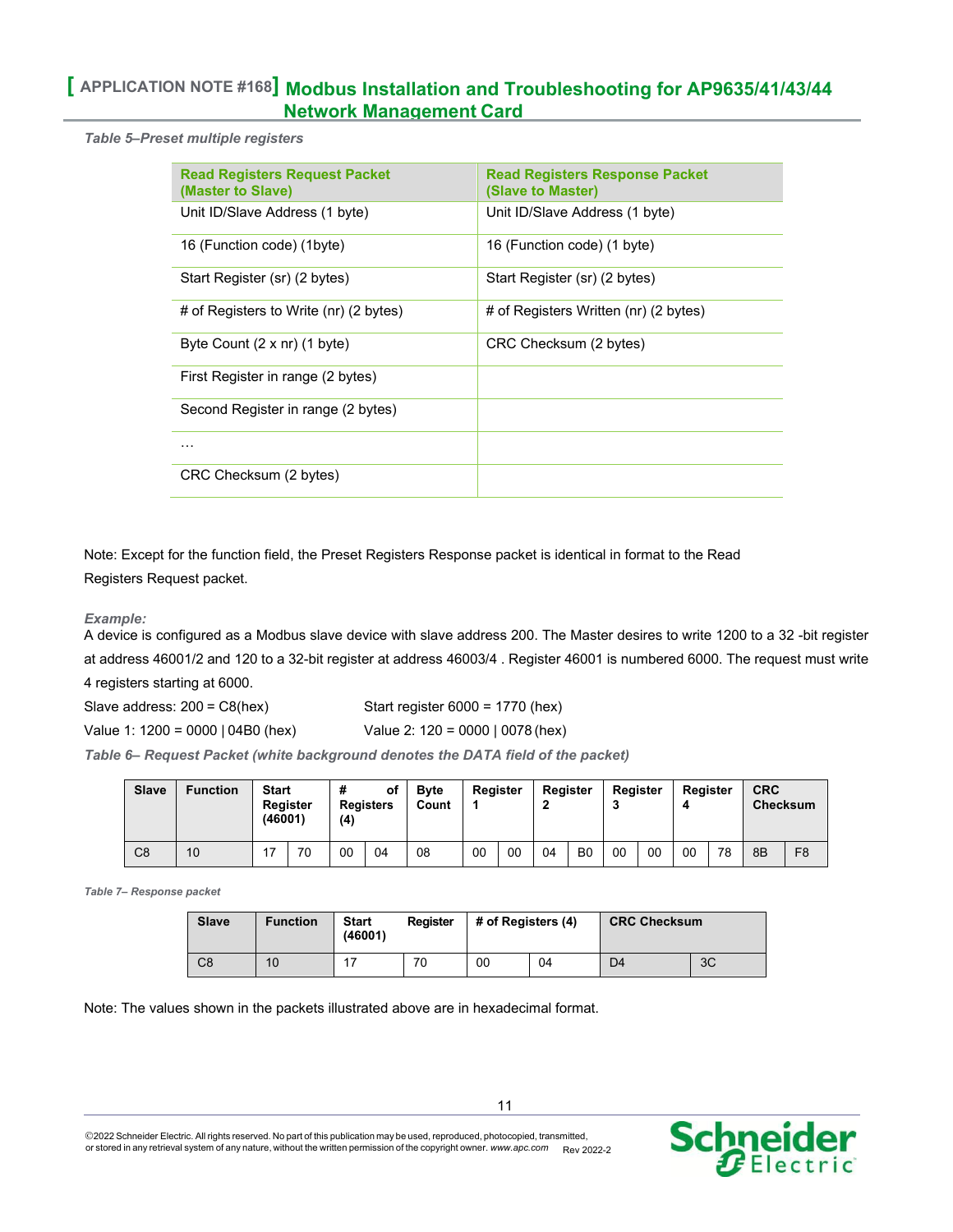*Table 5–Preset multiple registers*

| Read Registers Request Packet (Master to Slave) | Read Registers Response Packet (Slave to Master) |
|---|---|
| Unit ID/Slave Address (1 byte) | Unit ID/Slave Address (1 byte) |
| 16 (Function code) (1byte) | 16 (Function code) (1 byte) |
| Start Register (sr) (2 bytes) | Start Register (sr) (2 bytes) |
| # of Registers to Write (nr) (2 bytes) | # of Registers Written (nr) (2 bytes) |
| Byte Count (2 x nr) (1 byte) | CRC Checksum (2 bytes) |
| First Register in range (2 bytes) | |
| Second Register in range (2 bytes) | |
| … | |
| CRC Checksum (2 bytes) | |

Note: Except for the function field, the Preset Registers Response packet is identical in format to the Read Registers Request packet.

***Example:***

A device is configured as a Modbus slave device with slave address 200. The Master desires to write 1200 to a 32 -bit register at address 46001/2 and 120 to a 32-bit register at address 46003/4 . Register 46001 is numbered 6000. The request must write 4 registers starting at 6000.

Slave address: 200 = C8(hex) Start register 6000 = 1770 (hex)

Value 1: 1200 = 0000 | 04B0 (hex) Value 2: 120 = 0000 | 0078 (hex)

*Table 6– Request Packet (white background denotes the DATA field of the packet)*

| Slave | Function | Start Register (46001) | | # of Registers (4) | | Byte Count | Register 1 | | Register 2 | | Register 3 | | Register 4 | | CRC Checksum | |
|---|---|---|---|---|---|---|---|---|---|---|---|---|---|---|---|---|
| C8 | 10 | 17 | 70 | 00 | 04 | 08 | 00 | 00 | 04 | B0 | 00 | 00 | 00 | 78 | 8B | F8 |

*Table 7– Response packet*

| Slave | Function | Start Register (46001) | | # of Registers (4) | | CRC Checksum | |
|---|---|---|---|---|---|---|---|
| C8 | 10 | 17 | 70 | 00 | 04 | D4 | 3C |

Note: The values shown in the packets illustrated above are in hexadecimal format.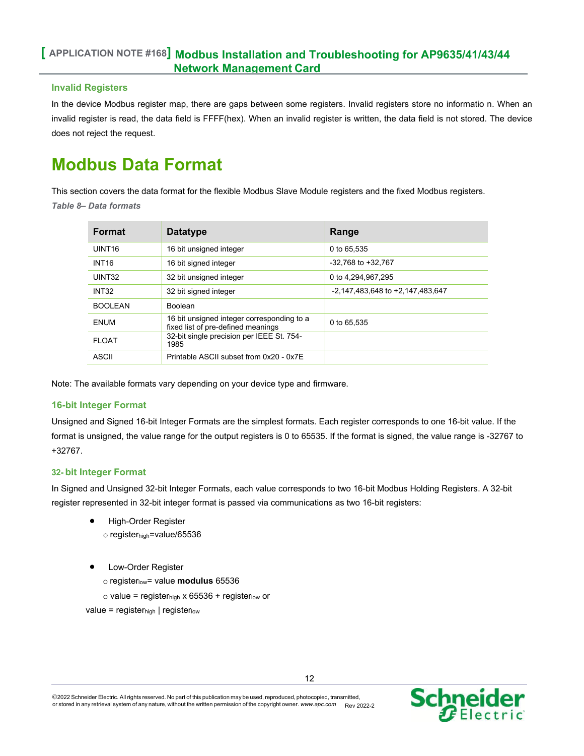### Invalid Registers

In the device Modbus register map, there are gaps between some registers. Invalid registers store no informatio n. When an invalid register is read, the data field is FFFF(hex). When an invalid register is written, the data field is not stored. The device does not reject the request.

# Modbus Data Format

This section covers the data format for the flexible Modbus Slave Module registers and the fixed Modbus registers.

*Table 8– Data formats*

| Format | Datatype | Range |
|---|---|---|
| UINT16 | 16 bit unsigned integer | 0 to 65,535 |
| INT16 | 16 bit signed integer | -32,768 to +32,767 |
| UINT32 | 32 bit unsigned integer | 0 to 4,294,967,295 |
| INT32 | 32 bit signed integer | -2,147,483,648 to +2,147,483,647 |
| BOOLEAN | Boolean | |
| ENUM | 16 bit unsigned integer corresponding to a fixed list of pre-defined meanings | 0 to 65,535 |
| FLOAT | 32-bit single precision per IEEE St. 754-1985 | |
| ASCII | Printable ASCII subset from 0x20 - 0x7E | |

Note: The available formats vary depending on your device type and firmware.

### 16-bit Integer Format

Unsigned and Signed 16-bit Integer Formats are the simplest formats. Each register corresponds to one 16-bit value. If the format is unsigned, the value range for the output registers is 0 to 65535. If the format is signed, the value range is -32767 to +32767.

### 32- bit Integer Format

In Signed and Unsigned 32-bit Integer Formats, each value corresponds to two 16-bit Modbus Holding Registers. A 32-bit register represented in 32-bit integer format is passed via communications as two 16-bit registers:

- High-Order Register
  - $register_{high}$=value/65536

- Low-Order Register
  - $register_{low}$= value **modulus** 65536
  - value = $register_{high}$ x 65536 + $register_{low}$ or

value = $register_{high}$ | $register_{low}$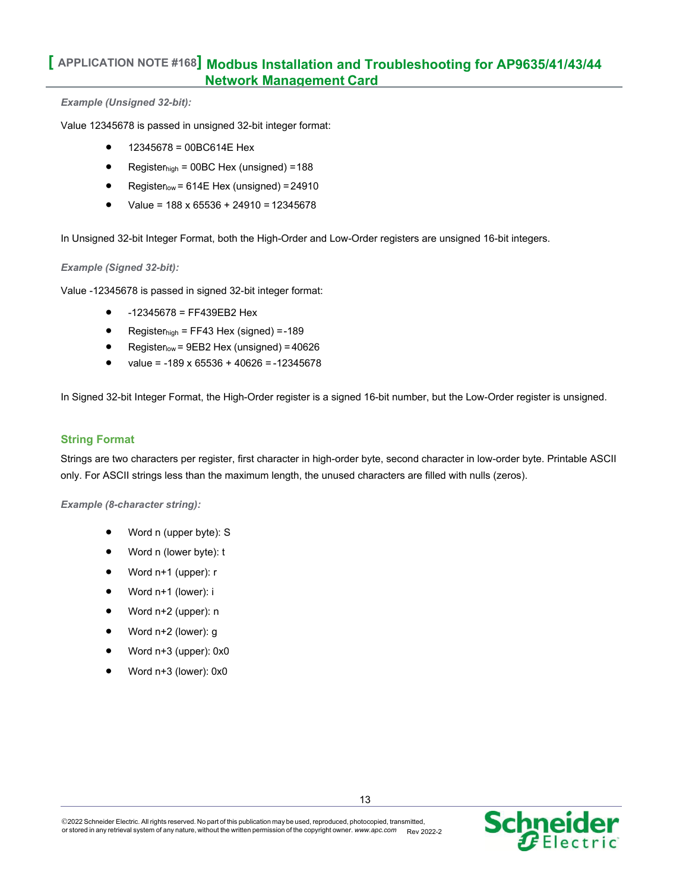*Example (Unsigned 32-bit):*

Value 12345678 is passed in unsigned 32-bit integer format:

- 12345678 = 00BC614E Hex
- $Register_{high}$ = 00BC Hex (unsigned) = 188
- $Register_{low}$ = 614E Hex (unsigned) = 24910
- Value = 188 x 65536 + 24910 = 12345678

In Unsigned 32-bit Integer Format, both the High-Order and Low-Order registers are unsigned 16-bit integers.

*Example (Signed 32-bit):*

Value -12345678 is passed in signed 32-bit integer format:

- -12345678 = FF439EB2 Hex
- $Register_{high}$ = FF43 Hex (signed) = -189
- $Register_{low}$ = 9EB2 Hex (unsigned) = 40626
- value = -189 x 65536 + 40626 = -12345678

In Signed 32-bit Integer Format, the High-Order register is a signed 16-bit number, but the Low-Order register is unsigned.

## String Format

Strings are two characters per register, first character in high-order byte, second character in low-order byte. Printable ASCII only. For ASCII strings less than the maximum length, the unused characters are filled with nulls (zeros).

*Example (8-character string):*

- Word n (upper byte): S
- Word n (lower byte): t
- Word n+1 (upper): r
- Word n+1 (lower): i
- Word n+2 (upper): n
- Word n+2 (lower): g
- Word n+3 (upper): 0x0
- Word n+3 (lower): 0x0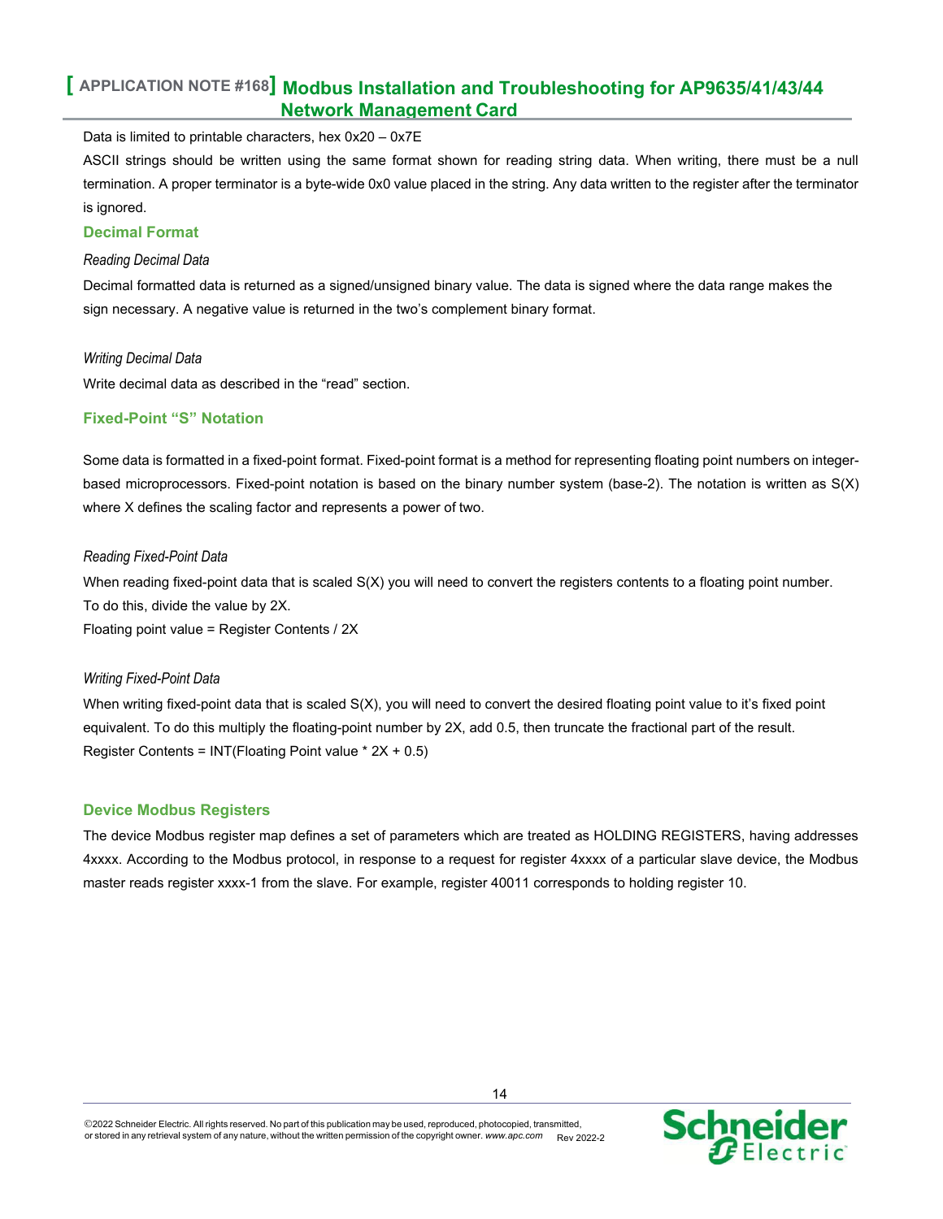Data is limited to printable characters, hex 0x20 – 0x7E

ASCII strings should be written using the same format shown for reading string data. When writing, there must be a null termination. A proper terminator is a byte-wide 0x0 value placed in the string. Any data written to the register after the terminator is ignored.

### Decimal Format

*Reading Decimal Data*

Decimal formatted data is returned as a signed/unsigned binary value. The data is signed where the data range makes the sign necessary. A negative value is returned in the two's complement binary format.

*Writing Decimal Data*

Write decimal data as described in the "read" section.

### Fixed-Point "S" Notation

Some data is formatted in a fixed-point format. Fixed-point format is a method for representing floating point numbers on integer-based microprocessors. Fixed-point notation is based on the binary number system (base-2). The notation is written as S(X) where X defines the scaling factor and represents a power of two.

*Reading Fixed-Point Data*

When reading fixed-point data that is scaled S(X) you will need to convert the registers contents to a floating point number. To do this, divide the value by 2X.

Floating point value = Register Contents / 2X

*Writing Fixed-Point Data*

When writing fixed-point data that is scaled S(X), you will need to convert the desired floating point value to it's fixed point equivalent. To do this multiply the floating-point number by 2X, add 0.5, then truncate the fractional part of the result.

Register Contents = INT(Floating Point value * 2X + 0.5)

### Device Modbus Registers

The device Modbus register map defines a set of parameters which are treated as HOLDING REGISTERS, having addresses 4xxxx. According to the Modbus protocol, in response to a request for register 4xxxx of a particular slave device, the Modbus master reads register xxxx-1 from the slave. For example, register 40011 corresponds to holding register 10.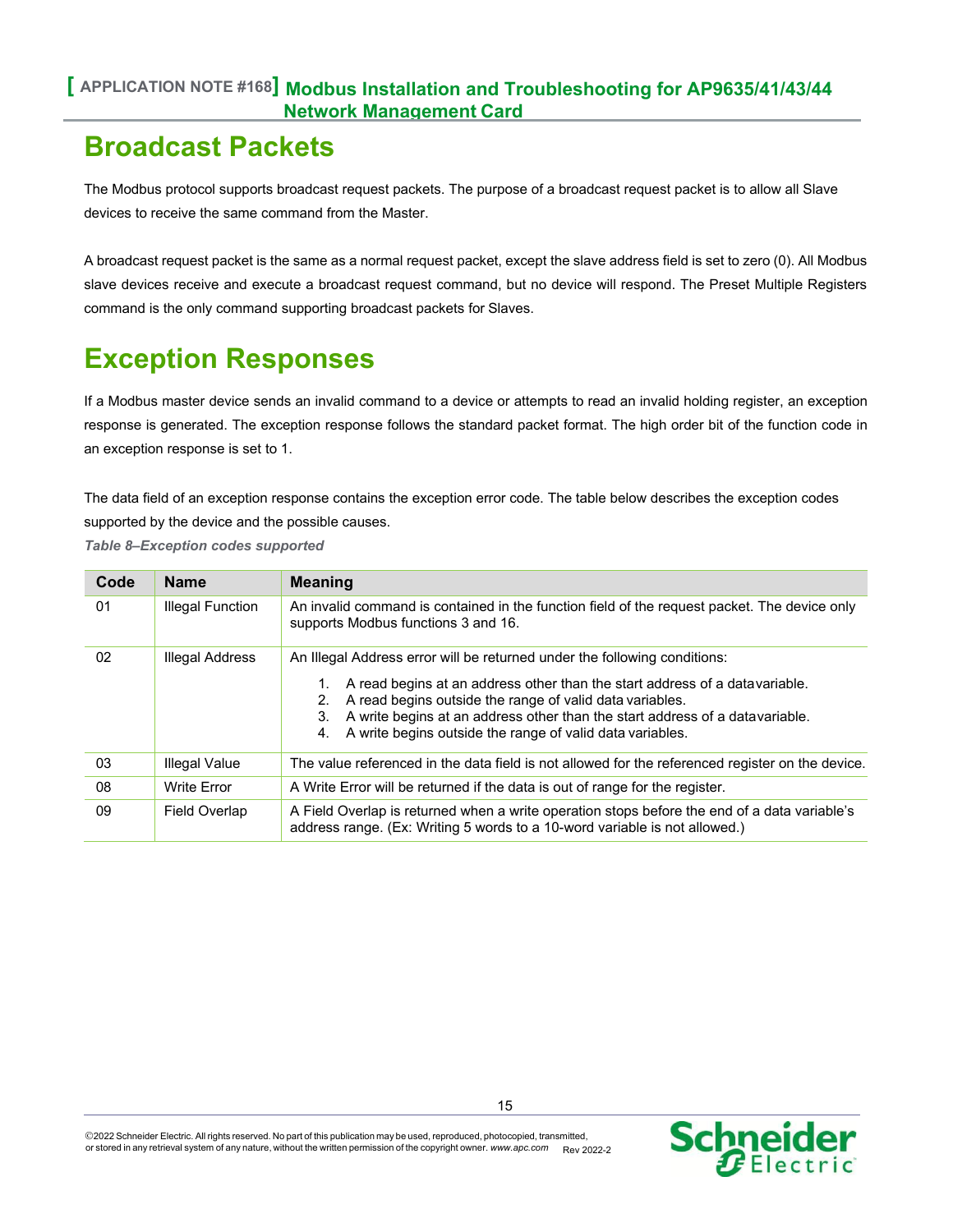# Broadcast Packets

The Modbus protocol supports broadcast request packets. The purpose of a broadcast request packet is to allow all Slave devices to receive the same command from the Master.

A broadcast request packet is the same as a normal request packet, except the slave address field is set to zero (0). All Modbus slave devices receive and execute a broadcast request command, but no device will respond. The Preset Multiple Registers command is the only command supporting broadcast packets for Slaves.

# Exception Responses

If a Modbus master device sends an invalid command to a device or attempts to read an invalid holding register, an exception response is generated. The exception response follows the standard packet format. The high order bit of the function code in an exception response is set to 1.

The data field of an exception response contains the exception error code. The table below describes the exception codes supported by the device and the possible causes.

*Table 8–Exception codes supported*

| Code | Name | Meaning |
|---|---|---|
| 01 | Illegal Function | An invalid command is contained in the function field of the request packet. The device only supports Modbus functions 3 and 16. |
| 02 | Illegal Address | An Illegal Address error will be returned under the following conditions: 1. A read begins at an address other than the start address of a datavariable. 2. A read begins outside the range of valid data variables. 3. A write begins at an address other than the start address of a datavariable. 4. A write begins outside the range of valid data variables. |
| 03 | Illegal Value | The value referenced in the data field is not allowed for the referenced register on the device. |
| 08 | Write Error | A Write Error will be returned if the data is out of range for the register. |
| 09 | Field Overlap | A Field Overlap is returned when a write operation stops before the end of a data variable's address range. (Ex: Writing 5 words to a 10-word variable is not allowed.) |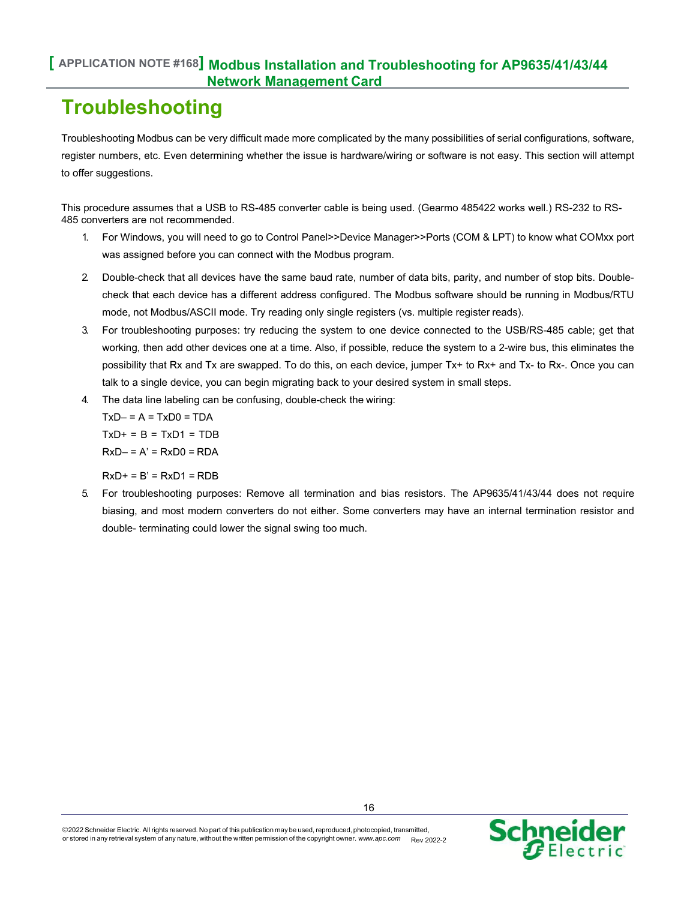# Troubleshooting

Troubleshooting Modbus can be very difficult made more complicated by the many possibilities of serial configurations, software, register numbers, etc. Even determining whether the issue is hardware/wiring or software is not easy. This section will attempt to offer suggestions.

This procedure assumes that a USB to RS-485 converter cable is being used. (Gearmo 485422 works well.) RS-232 to RS-485 converters are not recommended.

1. For Windows, you will need to go to Control Panel>>Device Manager>>Ports (COM & LPT) to know what COMxx port was assigned before you can connect with the Modbus program.
2. Double-check that all devices have the same baud rate, number of data bits, parity, and number of stop bits. Double-check that each device has a different address configured. The Modbus software should be running in Modbus/RTU mode, not Modbus/ASCII mode. Try reading only single registers (vs. multiple register reads).
3. For troubleshooting purposes: try reducing the system to one device connected to the USB/RS-485 cable; get that working, then add other devices one at a time. Also, if possible, reduce the system to a 2-wire bus, this eliminates the possibility that Rx and Tx are swapped. To do this, on each device, jumper Tx+ to Rx+ and Tx- to Rx-. Once you can talk to a single device, you can begin migrating back to your desired system in small steps.
4. The data line labeling can be confusing, double-check the wiring:

   TxD– = A = TxD0 = TDA

   TxD+ = B = TxD1 = TDB

   RxD– = A' = RxD0 = RDA

   RxD+ = B' = RxD1 = RDB
5. For troubleshooting purposes: Remove all termination and bias resistors. The AP9635/41/43/44 does not require biasing, and most modern converters do not either. Some converters may have an internal termination resistor and double- terminating could lower the signal swing too much.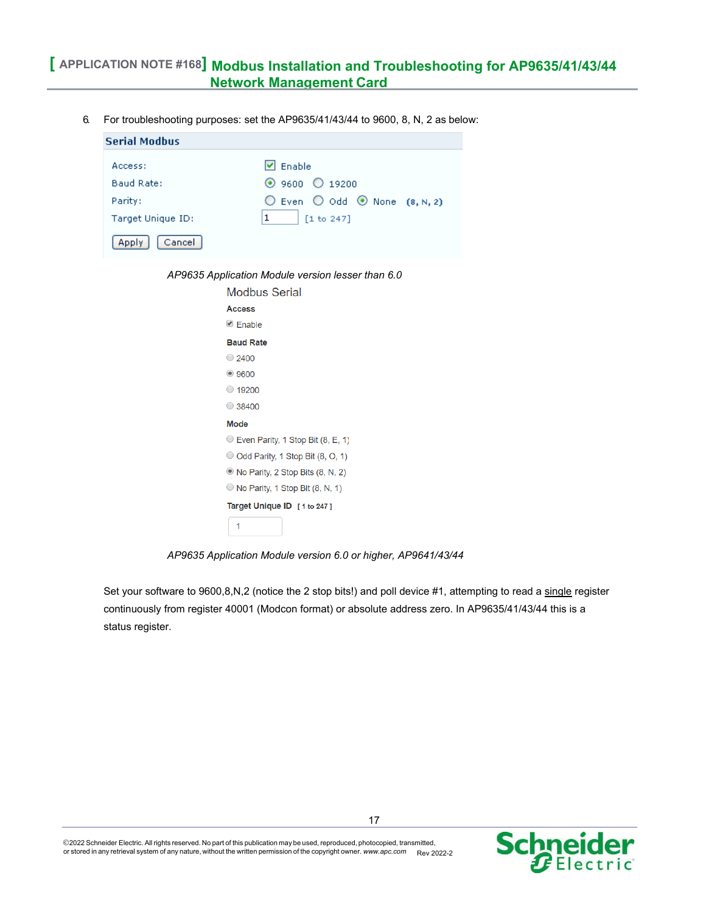6. For troubleshooting purposes: set the AP9635/41/43/44 to 9600, 8, N, 2 as below:

**Serial Modbus**

Access: ☑ Enable
Baud Rate: ◉ 9600 ○ 19200
Parity: ○ Even ○ Odd ◉ None (8, N, 2)
Target Unique ID: 1 [1 to 247]

Apply Cancel

*AP9635 Application Module version lesser than 6.0*

Modbus Serial

**Access**

☑ Enable

**Baud Rate**

○ 2400
◉ 9600
○ 19200
○ 38400

**Mode**

○ Even Parity, 1 Stop Bit (8, E, 1)
○ Odd Parity, 1 Stop Bit (8, O, 1)
◉ No Parity, 2 Stop Bits (8, N, 2)
○ No Parity, 1 Stop Bit (8, N, 1)

**Target Unique ID** [ 1 to 247 ]

1

*AP9635 Application Module version 6.0 or higher, AP9641/43/44*

Set your software to 9600,8,N,2 (notice the 2 stop bits!) and poll device #1, attempting to read a single register continuously from register 40001 (Modcon format) or absolute address zero. In AP9635/41/43/44 this is a status register.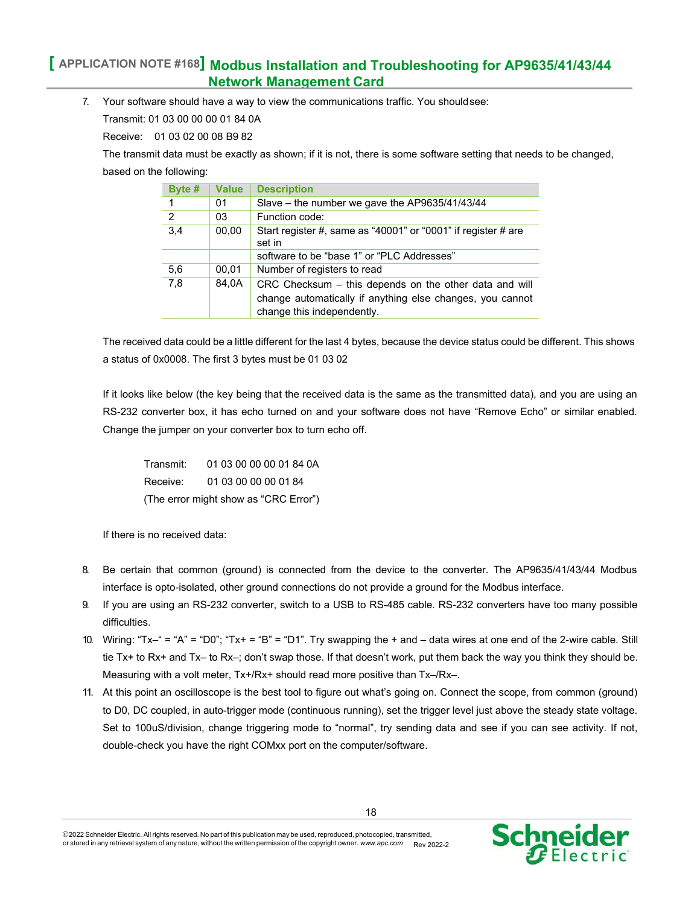7. Your software should have a way to view the communications traffic. You should see:

   Transmit: 01 03 00 00 00 01 84 0A

   Receive: 01 03 02 00 08 B9 82

   The transmit data must be exactly as shown; if it is not, there is some software setting that needs to be changed, based on the following:

| Byte # | Value | Description |
|---|---|---|
| 1 | 01 | Slave – the number we gave the AP9635/41/43/44 |
| 2 | 03 | Function code: |
| 3,4 | 00,00 | Start register #, same as "40001" or "0001" if register # are set in |
| | | software to be "base 1" or "PLC Addresses" |
| 5,6 | 00,01 | Number of registers to read |
| 7,8 | 84,0A | CRC Checksum – this depends on the other data and will change automatically if anything else changes, you cannot change this independently. |

   The received data could be a little different for the last 4 bytes, because the device status could be different. This shows a status of 0x0008. The first 3 bytes must be 01 03 02

   If it looks like below (the key being that the received data is the same as the transmitted data), and you are using an RS-232 converter box, it has echo turned on and your software does not have "Remove Echo" or similar enabled. Change the jumper on your converter box to turn echo off.

   Transmit: 01 03 00 00 00 01 84 0A

   Receive: 01 03 00 00 00 01 84

   (The error might show as "CRC Error")

   If there is no received data:

8. Be certain that common (ground) is connected from the device to the converter. The AP9635/41/43/44 Modbus interface is opto-isolated, other ground connections do not provide a ground for the Modbus interface.
9. If you are using an RS-232 converter, switch to a USB to RS-485 cable. RS-232 converters have too many possible difficulties.
10. Wiring: "Tx–" = "A" = "D0"; "Tx+ = "B" = "D1". Try swapping the + and – data wires at one end of the 2-wire cable. Still tie Tx+ to Rx+ and Tx– to Rx–; don't swap those. If that doesn't work, put them back the way you think they should be. Measuring with a volt meter, Tx+/Rx+ should read more positive than Tx–/Rx–.
11. At this point an oscilloscope is the best tool to figure out what's going on. Connect the scope, from common (ground) to D0, DC coupled, in auto-trigger mode (continuous running), set the trigger level just above the steady state voltage. Set to 100uS/division, change triggering mode to "normal", try sending data and see if you can see activity. If not, double-check you have the right COMxx port on the computer/software.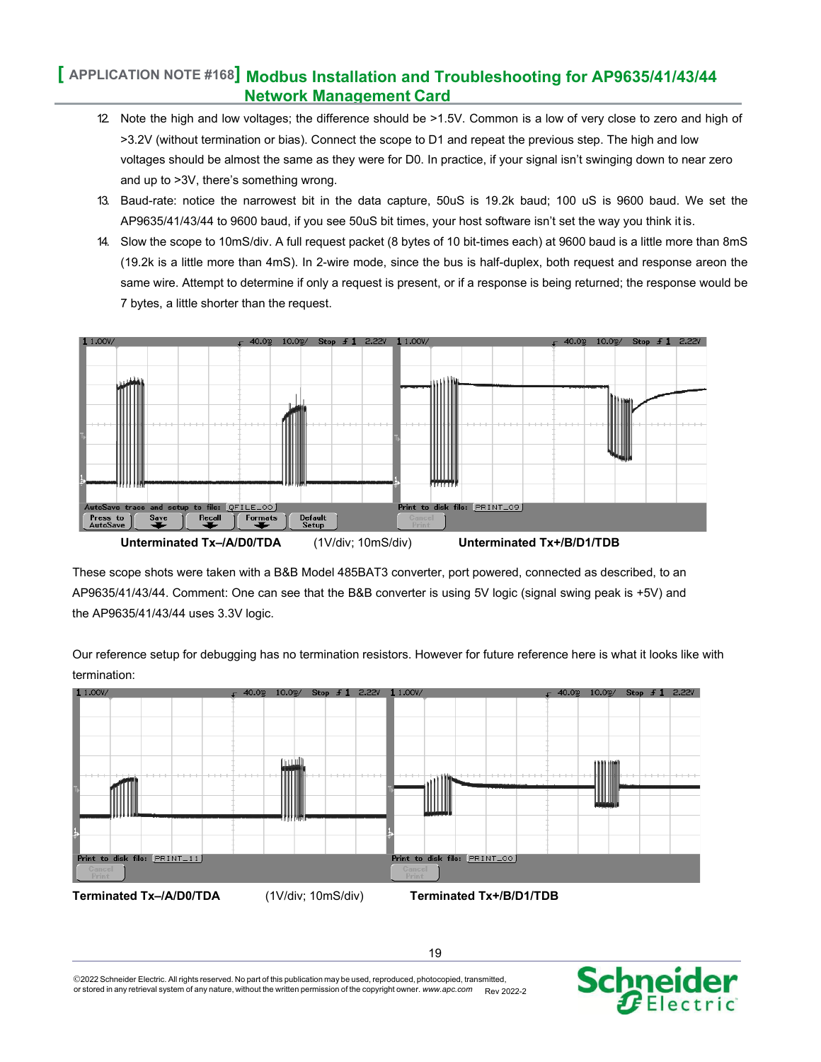12. Note the high and low voltages; the difference should be >1.5V. Common is a low of very close to zero and high of >3.2V (without termination or bias). Connect the scope to D1 and repeat the previous step. The high and low voltages should be almost the same as they were for D0. In practice, if your signal isn't swinging down to near zero and up to >3V, there's something wrong.
13. Baud-rate: notice the narrowest bit in the data capture, 50uS is 19.2k baud; 100 uS is 9600 baud. We set the AP9635/41/43/44 to 9600 baud, if you see 50uS bit times, your host software isn't set the way you think it is.
14. Slow the scope to 10mS/div. A full request packet (8 bytes of 10 bit-times each) at 9600 baud is a little more than 8mS (19.2k is a little more than 4mS). In 2-wire mode, since the bus is half-duplex, both request and response areon the same wire. Attempt to determine if only a request is present, or if a response is being returned; the response would be 7 bytes, a little shorter than the request.

**Unterminated Tx–/A/D0/TDA** (1V/div; 10mS/div) **Unterminated Tx+/B/D1/TDB**

These scope shots were taken with a B&B Model 485BAT3 converter, port powered, connected as described, to an AP9635/41/43/44. Comment: One can see that the B&B converter is using 5V logic (signal swing peak is +5V) and the AP9635/41/43/44 uses 3.3V logic.

Our reference setup for debugging has no termination resistors. However for future reference here is what it looks like with termination:

**Terminated Tx–/A/D0/TDA** (1V/div; 10mS/div) **Terminated Tx+/B/D1/TDB**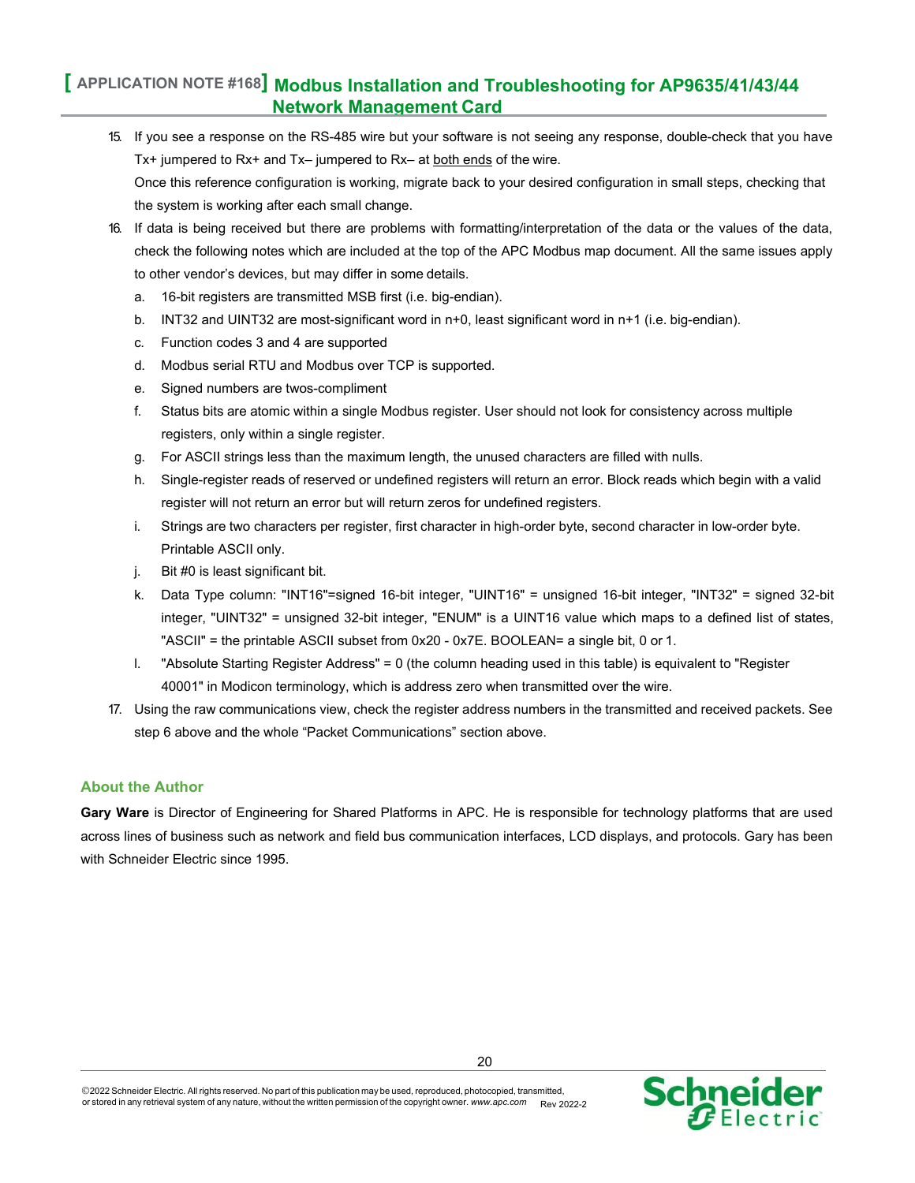15. If you see a response on the RS-485 wire but your software is not seeing any response, double-check that you have Tx+ jumpered to Rx+ and Tx– jumpered to Rx– at both ends of the wire.
    Once this reference configuration is working, migrate back to your desired configuration in small steps, checking that the system is working after each small change.
16. If data is being received but there are problems with formatting/interpretation of the data or the values of the data, check the following notes which are included at the top of the APC Modbus map document. All the same issues apply to other vendor's devices, but may differ in some details.
    a. 16-bit registers are transmitted MSB first (i.e. big-endian).
    b. INT32 and UINT32 are most-significant word in n+0, least significant word in n+1 (i.e. big-endian).
    c. Function codes 3 and 4 are supported
    d. Modbus serial RTU and Modbus over TCP is supported.
    e. Signed numbers are twos-compliment
    f. Status bits are atomic within a single Modbus register. User should not look for consistency across multiple registers, only within a single register.
    g. For ASCII strings less than the maximum length, the unused characters are filled with nulls.
    h. Single-register reads of reserved or undefined registers will return an error. Block reads which begin with a valid register will not return an error but will return zeros for undefined registers.
    i. Strings are two characters per register, first character in high-order byte, second character in low-order byte. Printable ASCII only.
    j. Bit #0 is least significant bit.
    k. Data Type column: "INT16"=signed 16-bit integer, "UINT16" = unsigned 16-bit integer, "INT32" = signed 32-bit integer, "UINT32" = unsigned 32-bit integer, "ENUM" is a UINT16 value which maps to a defined list of states, "ASCII" = the printable ASCII subset from 0x20 - 0x7E. BOOLEAN= a single bit, 0 or 1.
    l. "Absolute Starting Register Address" = 0 (the column heading used in this table) is equivalent to "Register 40001" in Modicon terminology, which is address zero when transmitted over the wire.
17. Using the raw communications view, check the register address numbers in the transmitted and received packets. See step 6 above and the whole "Packet Communications" section above.

## About the Author

**Gary Ware** is Director of Engineering for Shared Platforms in APC. He is responsible for technology platforms that are used across lines of business such as network and field bus communication interfaces, LCD displays, and protocols. Gary has been with Schneider Electric since 1995.